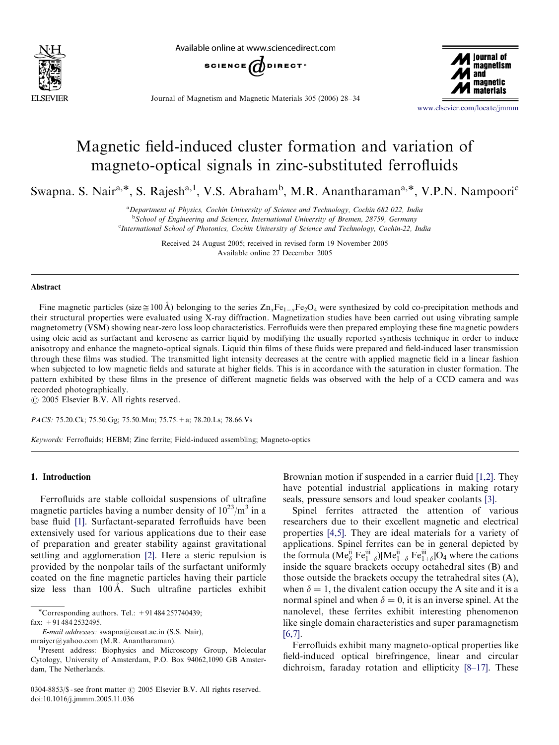# Magnetic field-induced cluster formation and variation of magneto-optical signals in zinc-substituted ferrofluids

Swapna. S. Nair[a,*], S. Rajesh[a,1], V.S. Abraham[b], M.R. Anantharaman[a,*], V.P.N. Nampoori[c]

[a]Department of Physics, Cochin University of Science and Technology, Cochin 682 022, India
[b]School of Engineering and Sciences, International University of Bremen, 28759, Germany
[c]International School of Photonics, Cochin University of Science and Technology, Cochin-22, India

Received 24 August 2005; received in revised form 19 November 2005
Available online 27 December 2005

## Abstract

Fine magnetic particles (size≅100 Å) belonging to the series $Zn_xFe_{1-x}Fe_2O_4$ were synthesized by cold co-precipitation methods and their structural properties were evaluated using X-ray diffraction. Magnetization studies have been carried out using vibrating sample magnetometry (VSM) showing near-zero loss loop characteristics. Ferrofluids were then prepared employing these fine magnetic powders using oleic acid as surfactant and kerosene as carrier liquid by modifying the usually reported synthesis technique in order to induce anisotropy and enhance the magneto-optical signals. Liquid thin films of these fluids were prepared and field-induced laser transmission through these films was studied. The transmitted light intensity decreases at the centre with applied magnetic field in a linear fashion when subjected to low magnetic fields and saturate at higher fields. This is in accordance with the saturation in cluster formation. The pattern exhibited by these films in the presence of different magnetic fields was observed with the help of a CCD camera and was recorded photographically.

© 2005 Elsevier B.V. All rights reserved.

*PACS:* 75.20.Ck; 75.50.Gg; 75.50.Mm; 75.75.+a; 78.20.Ls; 78.66.Vs

*Keywords:* Ferrofluids; HEBM; Zinc ferrite; Field-induced assembling; Magneto-optics

## 1. Introduction

Ferrofluids are stable colloidal suspensions of ultrafine magnetic particles having a number density of $10^{23}/m^3$ in a base fluid [1]. Surfactant-separated ferrofluids have been extensively used for various applications due to their ease of preparation and greater stability against gravitational settling and agglomeration [2]. Here a steric repulsion is provided by the nonpolar tails of the surfactant uniformly coated on the fine magnetic particles having their particle size less than 100 Å. Such ultrafine particles exhibit Brownian motion if suspended in a carrier fluid [1,2]. They have potential industrial applications in making rotary seals, pressure sensors and loud speaker coolants [3].

Spinel ferrites attracted the attention of various researchers due to their excellent magnetic and electrical properties [4,5]. They are ideal materials for a variety of applications. Spinel ferrites can be in general depicted by the formula $(Me^{ii}_{\delta}\,Fe^{iii}_{1-\delta})[Me^{ii}_{1-\delta}\,Fe^{iii}_{1+\delta}]O_4$ where the cations inside the square brackets occupy octahedral sites (B) and those outside the brackets occupy the tetrahedral sites (A), when $\delta = 1$, the divalent cation occupy the A site and it is a normal spinel and when $\delta = 0$, it is an inverse spinel. At the nanolevel, these ferrites exhibit interesting phenomenon like single domain characteristics and super paramagnetism [6,7].

Ferrofluids exhibit many magneto-optical properties like field-induced optical birefringence, linear and circular dichroism, faraday rotation and ellipticity [8–17]. These

*Corresponding authors. Tel.: +91 484 257740439; fax: +91 484 2532495.
*E-mail addresses:* swapna@cusat.ac.in (S.S. Nair), mraiyer@yahoo.com (M.R. Anantharaman).
[1]Present address: Biophysics and Microscopy Group, Molecular Cytology, University of Amsterdam, P.O. Box 94062,1090 GB Amsterdam, The Netherlands.

0304-8853/$ - see front matter © 2005 Elsevier B.V. All rights reserved.
doi:10.1016/j.jmmm.2005.11.036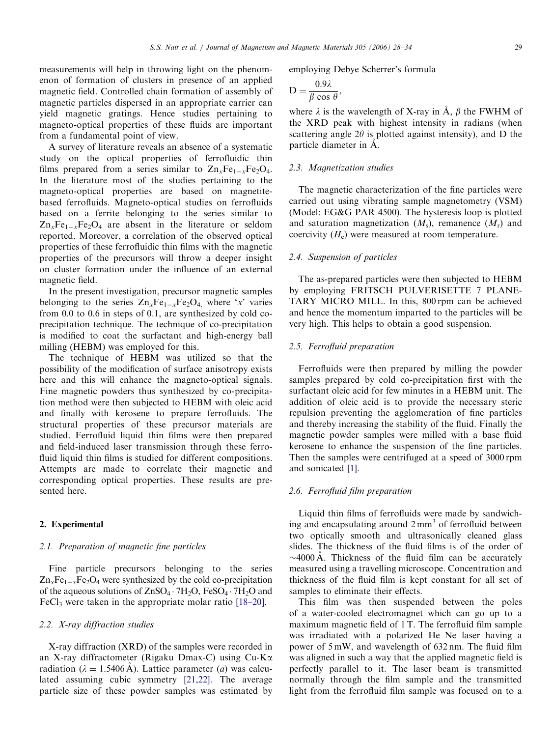measurements will help in throwing light on the phenomenon of formation of clusters in presence of an applied magnetic field. Controlled chain formation of assembly of magnetic particles dispersed in an appropriate carrier can yield magnetic gratings. Hence studies pertaining to magneto-optical properties of these fluids are important from a fundamental point of view.

A survey of literature reveals an absence of a systematic study on the optical properties of ferrofluidic thin films prepared from a series similar to $Zn_xFe_{1-x}Fe_2O_4$. In the literature most of the studies pertaining to the magneto-optical properties are based on magnetite-based ferrofluids. Magneto-optical studies on ferrofluids based on a ferrite belonging to the series similar to $Zn_xFe_{1-x}Fe_2O_4$ are absent in the literature or seldom reported. Moreover, a correlation of the observed optical properties of these ferrofluidic thin films with the magnetic properties of the precursors will throw a deeper insight on cluster formation under the influence of an external magnetic field.

In the present investigation, precursor magnetic samples belonging to the series $Zn_xFe_{1-x}Fe_2O_4$, where '$x$' varies from 0.0 to 0.6 in steps of 0.1, are synthesized by cold co-precipitation technique. The technique of co-precipitation is modified to coat the surfactant and high-energy ball milling (HEBM) was employed for this.

The technique of HEBM was utilized so that the possibility of the modification of surface anisotropy exists here and this will enhance the magneto-optical signals. Fine magnetic powders thus synthesized by co-precipitation method were then subjected to HEBM with oleic acid and finally with kerosene to prepare ferrofluids. The structural properties of these precursor materials are studied. Ferrofluid liquid thin films were then prepared and field-induced laser transmission through these ferrofluid liquid thin films is studied for different compositions. Attempts are made to correlate their magnetic and corresponding optical properties. These results are presented here.

## 2. Experimental

### 2.1. Preparation of magnetic fine particles

Fine particle precursors belonging to the series $Zn_xFe_{1-x}Fe_2O_4$ were synthesized by the cold co-precipitation of the aqueous solutions of $ZnSO_4 \cdot 7H_2O$, $FeSO_4 \cdot 7H_2O$ and $FeCl_3$ were taken in the appropriate molar ratio [18–20].

### 2.2. X-ray diffraction studies

X-ray diffraction (XRD) of the samples were recorded in an X-ray diffractometer (Rigaku Dmax-C) using Cu-K$\alpha$ radiation ($\lambda = 1.5406$ Å). Lattice parameter ($a$) was calculated assuming cubic symmetry [21,22]. The average particle size of these powder samples was estimated by employing Debye Scherrer's formula

$$D = \frac{0.9\lambda}{\beta \cos \theta},$$

where $\lambda$ is the wavelength of X-ray in Å, $\beta$ the FWHM of the XRD peak with highest intensity in radians (when scattering angle $2\theta$ is plotted against intensity), and D the particle diameter in Å.

### 2.3. Magnetization studies

The magnetic characterization of the fine particles were carried out using vibrating sample magnetometry (VSM) (Model: EG&G PAR 4500). The hysteresis loop is plotted and saturation magnetization ($M_s$), remanence ($M_r$) and coercivity ($H_c$) were measured at room temperature.

### 2.4. Suspension of particles

The as-prepared particles were then subjected to HEBM by employing FRITSCH PULVERISETTE 7 PLANETARY MICRO MILL. In this, 800 rpm can be achieved and hence the momentum imparted to the particles will be very high. This helps to obtain a good suspension.

### 2.5. Ferrofluid preparation

Ferrofluids were then prepared by milling the powder samples prepared by cold co-precipitation first with the surfactant oleic acid for few minutes in a HEBM unit. The addition of oleic acid is to provide the necessary steric repulsion preventing the agglomeration of fine particles and thereby increasing the stability of the fluid. Finally the magnetic powder samples were milled with a base fluid kerosene to enhance the suspension of the fine particles. Then the samples were centrifuged at a speed of 3000 rpm and sonicated [1].

### 2.6. Ferrofluid film preparation

Liquid thin films of ferrofluids were made by sandwiching and encapsulating around 2 $mm^3$ of ferrofluid between two optically smooth and ultrasonically cleaned glass slides. The thickness of the fluid films is of the order of ~4000 Å. Thickness of the fluid film can be accurately measured using a travelling microscope. Concentration and thickness of the fluid film is kept constant for all set of samples to eliminate their effects.

This film was then suspended between the poles of a water-cooled electromagnet which can go up to a maximum magnetic field of 1 T. The ferrofluid film sample was irradiated with a polarized He–Ne laser having a power of 5 mW, and wavelength of 632 nm. The fluid film was aligned in such a way that the applied magnetic field is perfectly parallel to it. The laser beam is transmitted normally through the film sample and the transmitted light from the ferrofluid film sample was focused on to a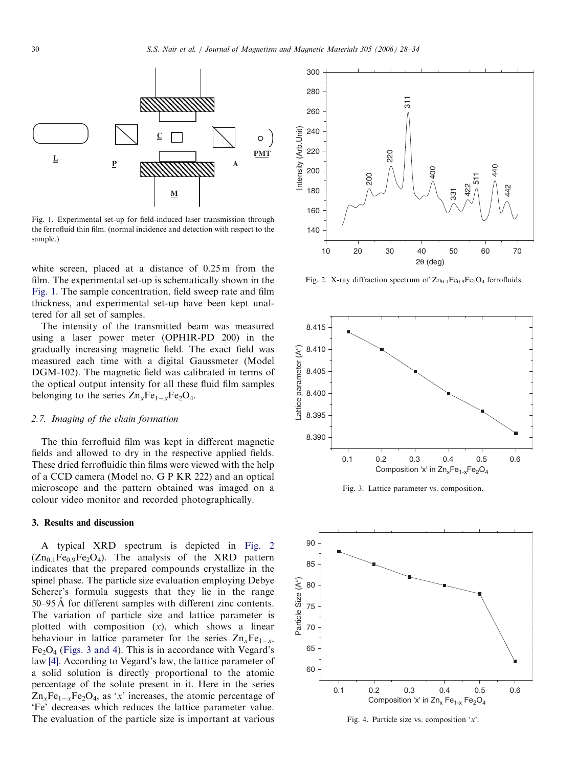Fig. 1. Experimental set-up for field-induced laser transmission through the ferrofluid thin film. (normal incidence and detection with respect to the sample.)

white screen, placed at a distance of 0.25 m from the film. The experimental set-up is schematically shown in the Fig. 1. The sample concentration, field sweep rate and film thickness, and experimental set-up have been kept unaltered for all set of samples.

The intensity of the transmitted beam was measured using a laser power meter (OPHIR-PD 200) in the gradually increasing magnetic field. The exact field was measured each time with a digital Gaussmeter (Model DGM-102). The magnetic field was calibrated in terms of the optical output intensity for all these fluid film samples belonging to the series $Zn_xFe_{1-x}Fe_2O_4$.

### 2.7. Imaging of the chain formation

The thin ferrofluid film was kept in different magnetic fields and allowed to dry in the respective applied fields. These dried ferrofluidic thin films were viewed with the help of a CCD camera (Model no. G P KR 222) and an optical microscope and the pattern obtained was imaged on a colour video monitor and recorded photographically.

## 3. Results and discussion

A typical XRD spectrum is depicted in Fig. 2 ($Zn_{0.1}Fe_{0.9}Fe_2O_4$). The analysis of the XRD pattern indicates that the prepared compounds crystallize in the spinel phase. The particle size evaluation employing Debye Scherer's formula suggests that they lie in the range 50–95 Å for different samples with different zinc contents. The variation of particle size and lattice parameter is plotted with composition ($x$), which shows a linear behaviour in lattice parameter for the series $Zn_xFe_{1-x}Fe_2O_4$ (Figs. 3 and 4). This is in accordance with Vegard's law [4]. According to Vegard's law, the lattice parameter of a solid solution is directly proportional to the atomic percentage of the solute present in it. Here in the series $Zn_xFe_{1-x}Fe_2O_4$, as '$x$' increases, the atomic percentage of 'Fe' decreases which reduces the lattice parameter value. The evaluation of the particle size is important at various

Fig. 2. X-ray diffraction spectrum of $Zn_{0.1}Fe_{0.9}Fe_2O_4$ ferrofluids.

Fig. 3. Lattice parameter vs. composition.

Fig. 4. Particle size vs. composition '$x$'.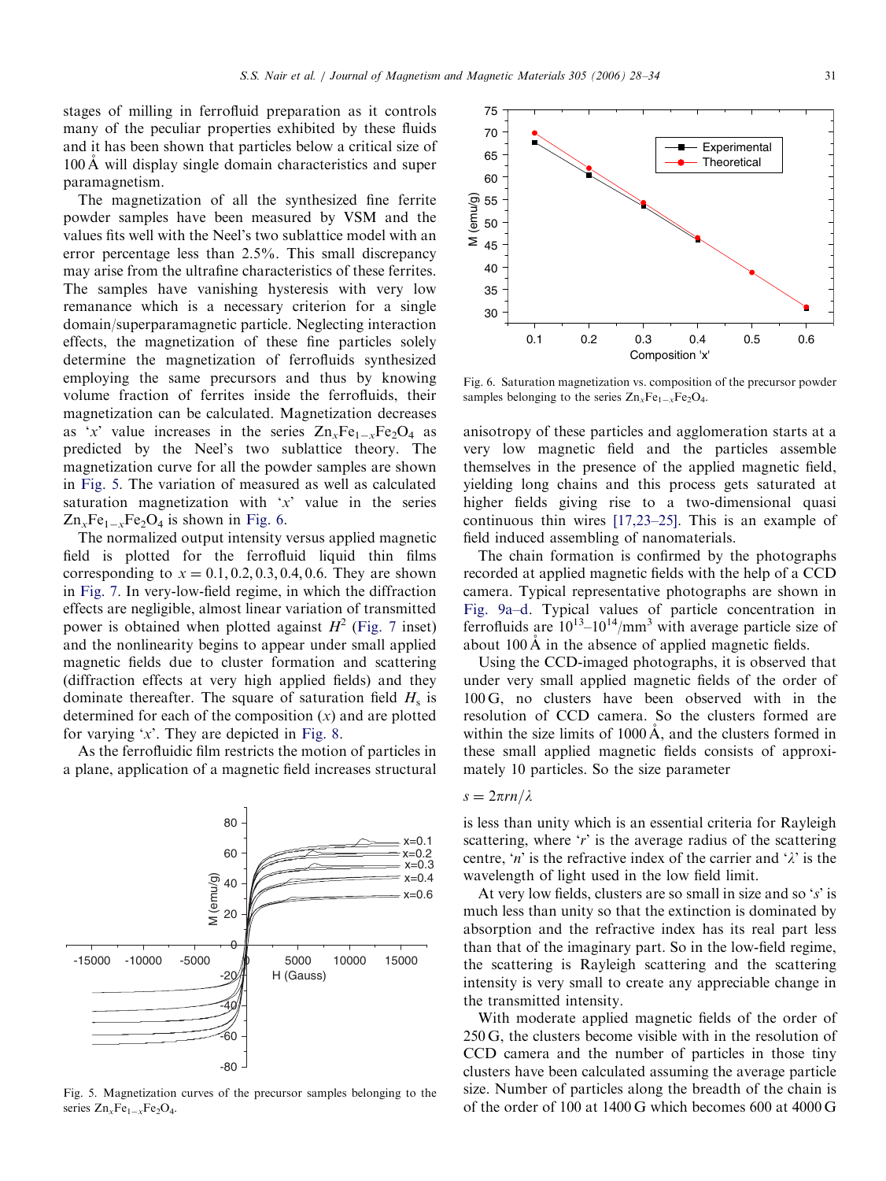stages of milling in ferrofluid preparation as it controls many of the peculiar properties exhibited by these fluids and it has been shown that particles below a critical size of 100 Å will display single domain characteristics and super paramagnetism.

The magnetization of all the synthesized fine ferrite powder samples have been measured by VSM and the values fits well with the Neel's two sublattice model with an error percentage less than 2.5%. This small discrepancy may arise from the ultrafine characteristics of these ferrites. The samples have vanishing hysteresis with very low remanance which is a necessary criterion for a single domain/superparamagnetic particle. Neglecting interaction effects, the magnetization of these fine particles solely determine the magnetization of ferrofluids synthesized employing the same precursors and thus by knowing volume fraction of ferrites inside the ferrofluids, their magnetization can be calculated. Magnetization decreases as '$x$' value increases in the series $Zn_xFe_{1-x}Fe_2O_4$ as predicted by the Neel's two sublattice theory. The magnetization curve for all the powder samples are shown in Fig. 5. The variation of measured as well as calculated saturation magnetization with '$x$' value in the series $Zn_xFe_{1-x}Fe_2O_4$ is shown in Fig. 6.

The normalized output intensity versus applied magnetic field is plotted for the ferrofluid liquid thin films corresponding to $x = 0.1, 0.2, 0.3, 0.4, 0.6$. They are shown in Fig. 7. In very-low-field regime, in which the diffraction effects are negligible, almost linear variation of transmitted power is obtained when plotted against $H^2$ (Fig. 7 inset) and the nonlinearity begins to appear under small applied magnetic fields due to cluster formation and scattering (diffraction effects at very high applied fields) and they dominate thereafter. The square of saturation field $H_s$ is determined for each of the composition ($x$) and are plotted for varying '$x$'. They are depicted in Fig. 8.

As the ferrofluidic film restricts the motion of particles in a plane, application of a magnetic field increases structural anisotropy of these particles and agglomeration starts at a very low magnetic field and the particles assemble themselves in the presence of the applied magnetic field, yielding long chains and this process gets saturated at higher fields giving rise to a two-dimensional quasi continuous thin wires [17,23–25]. This is an example of field induced assembling of nanomaterials.

Fig. 5. Magnetization curves of the precursor samples belonging to the series $Zn_xFe_{1-x}Fe_2O_4$.

Fig. 6. Saturation magnetization vs. composition of the precursor powder samples belonging to the series $Zn_xFe_{1-x}Fe_2O_4$.

The chain formation is confirmed by the photographs recorded at applied magnetic fields with the help of a CCD camera. Typical representative photographs are shown in Fig. 9a–d. Typical values of particle concentration in ferrofluids are $10^{13}$–$10^{14}$/mm$^3$ with average particle size of about 100 Å in the absence of applied magnetic fields.

Using the CCD-imaged photographs, it is observed that under very small applied magnetic fields of the order of 100 G, no clusters have been observed with in the resolution of CCD camera. So the clusters formed are within the size limits of 1000 Å, and the clusters formed in these small applied magnetic fields consists of approximately 10 particles. So the size parameter

$$s = 2\pi rn/\lambda$$

is less than unity which is an essential criteria for Rayleigh scattering, where '$r$' is the average radius of the scattering centre, '$n$' is the refractive index of the carrier and '$\lambda$' is the wavelength of light used in the low field limit.

At very low fields, clusters are so small in size and so '$s$' is much less than unity so that the extinction is dominated by absorption and the refractive index has its real part less than that of the imaginary part. So in the low-field regime, the scattering is Rayleigh scattering and the scattering intensity is very small to create any appreciable change in the transmitted intensity.

With moderate applied magnetic fields of the order of 250 G, the clusters become visible with in the resolution of CCD camera and the number of particles in those tiny clusters have been calculated assuming the average particle size. Number of particles along the breadth of the chain is of the order of 100 at 1400 G which becomes 600 at 4000 G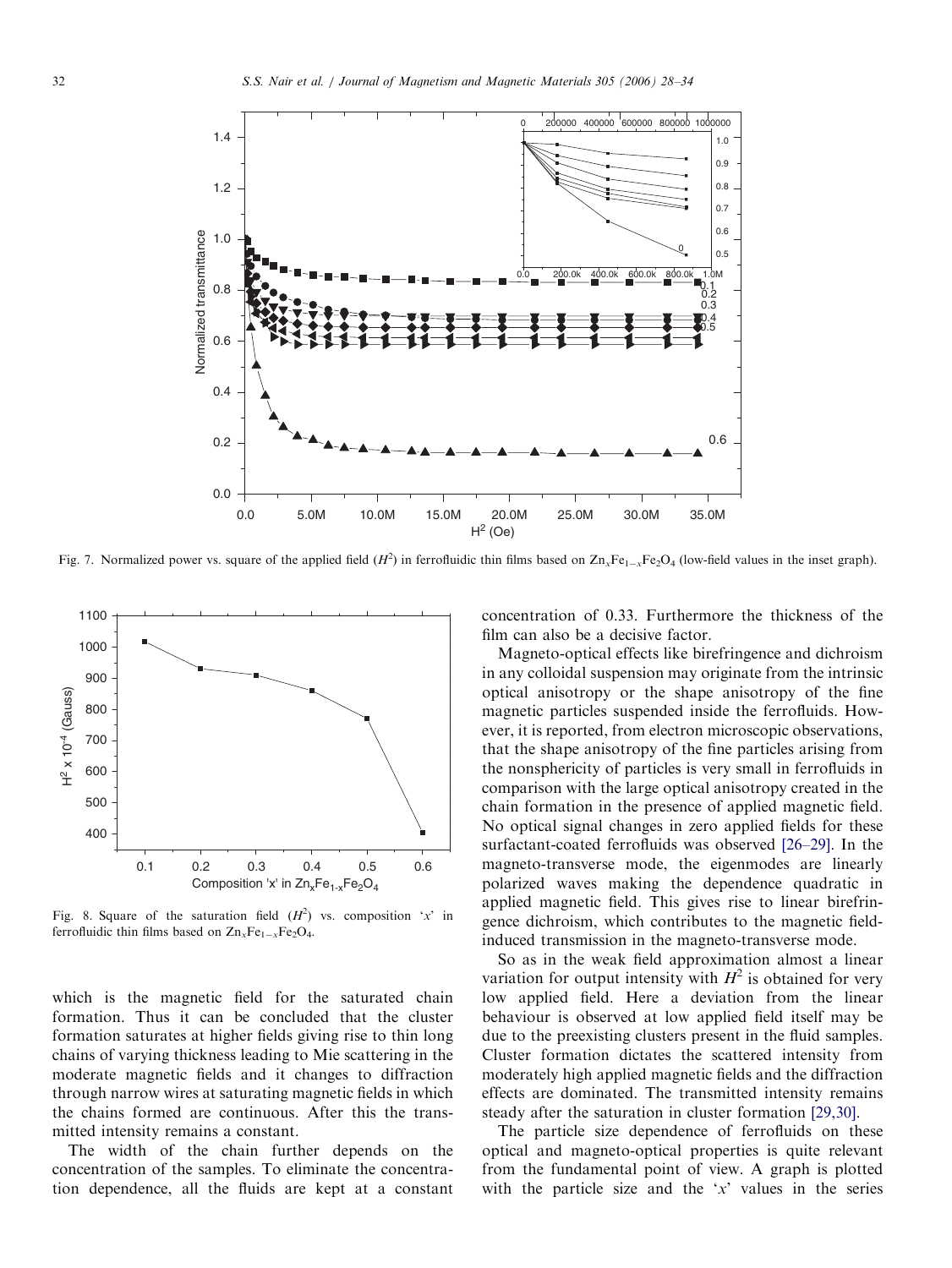1.4
1.2
1.0
0.8
0.6
0.4
0.2
0.0
Normalized transmittance
0.0 5.0M 10.0M 15.0M 20.0M 25.0M 30.0M 35.0M
$H^2$ (Oe)
0.1
0.2
0.3
0.4
0.5
0.6
0 200000 400000 600000 800000 1000000
1.0
0.9
0.8
0.7
0.6
0.5
0.0 200.0k 400.0k 600.0k 800.0k 1.0M
0

Fig. 7. Normalized power vs. square of the applied field ($H^2$) in ferrofluidic thin films based on $Zn_xFe_{1-x}Fe_2O_4$ (low-field values in the inset graph).

1100
1000
900
800
700
600
500
400
$H^2 \times 10^{-4}$ (Gauss)
0.1 0.2 0.3 0.4 0.5 0.6
Composition 'x' in $Zn_xFe_{1-x}Fe_2O_4$

Fig. 8. Square of the saturation field ($H^2$) vs. composition '$x$' in ferrofluidic thin films based on $Zn_xFe_{1-x}Fe_2O_4$.

which is the magnetic field for the saturated chain formation. Thus it can be concluded that the cluster formation saturates at higher fields giving rise to thin long chains of varying thickness leading to Mie scattering in the moderate magnetic fields and it changes to diffraction through narrow wires at saturating magnetic fields in which the chains formed are continuous. After this the transmitted intensity remains a constant.

The width of the chain further depends on the concentration of the samples. To eliminate the concentration dependence, all the fluids are kept at a constant concentration of 0.33. Furthermore the thickness of the film can also be a decisive factor.

Magneto-optical effects like birefringence and dichroism in any colloidal suspension may originate from the intrinsic optical anisotropy or the shape anisotropy of the fine magnetic particles suspended inside the ferrofluids. However, it is reported, from electron microscopic observations, that the shape anisotropy of the fine particles arising from the nonsphericity of particles is very small in ferrofluids in comparison with the large optical anisotropy created in the chain formation in the presence of applied magnetic field. No optical signal changes in zero applied fields for these surfactant-coated ferrofluids was observed [26–29]. In the magneto-transverse mode, the eigenmodes are linearly polarized waves making the dependence quadratic in applied magnetic field. This gives rise to linear birefringence dichroism, which contributes to the magnetic field-induced transmission in the magneto-transverse mode.

So as in the weak field approximation almost a linear variation for output intensity with $H^2$ is obtained for very low applied field. Here a deviation from the linear behaviour is observed at low applied field itself may be due to the preexisting clusters present in the fluid samples. Cluster formation dictates the scattered intensity from moderately high applied magnetic fields and the diffraction effects are dominated. The transmitted intensity remains steady after the saturation in cluster formation [29,30].

The particle size dependence of ferrofluids on these optical and magneto-optical properties is quite relevant from the fundamental point of view. A graph is plotted with the particle size and the '$x$' values in the series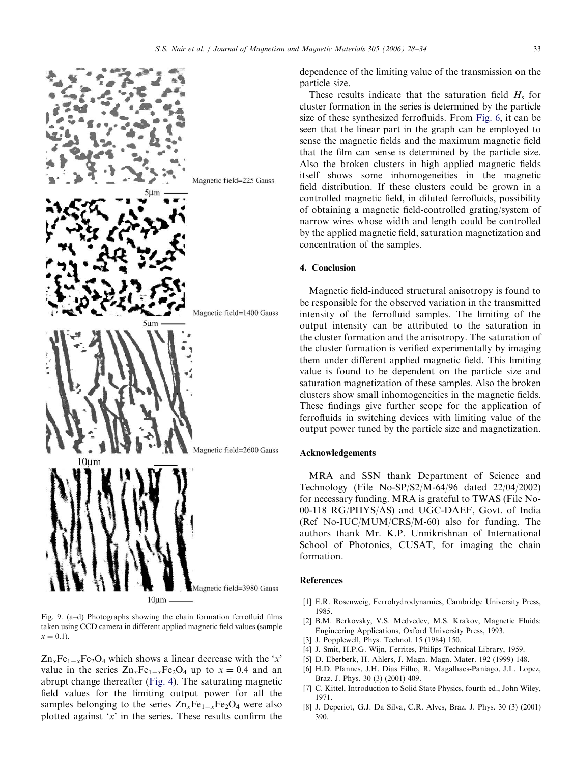Magnetic field=225 Gauss

5μm

Magnetic field=1400 Gauss

5μm

Magnetic field=2600 Gauss

10μm

Magnetic field=3980 Gauss

10μm

Fig. 9. (a–d) Photographs showing the chain formation ferrofluid films taken using CCD camera in different applied magnetic field values (sample $x = 0.1$).

$Zn_xFe_{1-x}Fe_2O_4$ which shows a linear decrease with the '$x$' value in the series $Zn_xFe_{1-x}Fe_2O_4$ up to $x = 0.4$ and an abrupt change thereafter (Fig. 4). The saturating magnetic field values for the limiting output power for all the samples belonging to the series $Zn_xFe_{1-x}Fe_2O_4$ were also plotted against '$x$' in the series. These results confirm the dependence of the limiting value of the transmission on the particle size.

These results indicate that the saturation field $H_s$ for cluster formation in the series is determined by the particle size of these synthesized ferrofluids. From Fig. 6, it can be seen that the linear part in the graph can be employed to sense the magnetic fields and the maximum magnetic field that the film can sense is determined by the particle size. Also the broken clusters in high applied magnetic fields itself shows some inhomogeneities in the magnetic field distribution. If these clusters could be grown in a controlled magnetic field, in diluted ferrofluids, possibility of obtaining a magnetic field-controlled grating/system of narrow wires whose width and length could be controlled by the applied magnetic field, saturation magnetization and concentration of the samples.

## 4. Conclusion

Magnetic field-induced structural anisotropy is found to be responsible for the observed variation in the transmitted intensity of the ferrofluid samples. The limiting of the output intensity can be attributed to the saturation in the cluster formation and the anisotropy. The saturation of the cluster formation is verified experimentally by imaging them under different applied magnetic field. This limiting value is found to be dependent on the particle size and saturation magnetization of these samples. Also the broken clusters show small inhomogeneities in the magnetic fields. These findings give further scope for the application of ferrofluids in switching devices with limiting value of the output power tuned by the particle size and magnetization.

## Acknowledgements

MRA and SSN thank Department of Science and Technology (File No-SP/S2/M-64/96 dated 22/04/2002) for necessary funding. MRA is grateful to TWAS (File No-00-118 RG/PHYS/AS) and UGC-DAEF, Govt. of India (Ref No-IUC/MUM/CRS/M-60) also for funding. The authors thank Mr. K.P. Unnikrishnan of International School of Photonics, CUSAT, for imaging the chain formation.

## References

[1] E.R. Rosenweig, Ferrohydrodynamics, Cambridge University Press, 1985.

[2] B.M. Berkovsky, V.S. Medvedev, M.S. Krakov, Magnetic Fluids: Engineering Applications, Oxford University Press, 1993.

[3] J. Popplewell, Phys. Technol. 15 (1984) 150.

[4] J. Smit, H.P.G. Wijn, Ferrites, Philips Technical Library, 1959.

[5] D. Eberberk, H. Ahlers, J. Magn. Magn. Mater. 192 (1999) 148.

[6] H.D. Pfannes, J.H. Dias Filho, R. Magalhaes-Paniago, J.L. Lopez, Braz. J. Phys. 30 (3) (2001) 409.

[7] C. Kittel, Introduction to Solid State Physics, fourth ed., John Wiley, 1971.

[8] J. Deperiot, G.J. Da Silva, C.R. Alves, Braz. J. Phys. 30 (3) (2001) 390.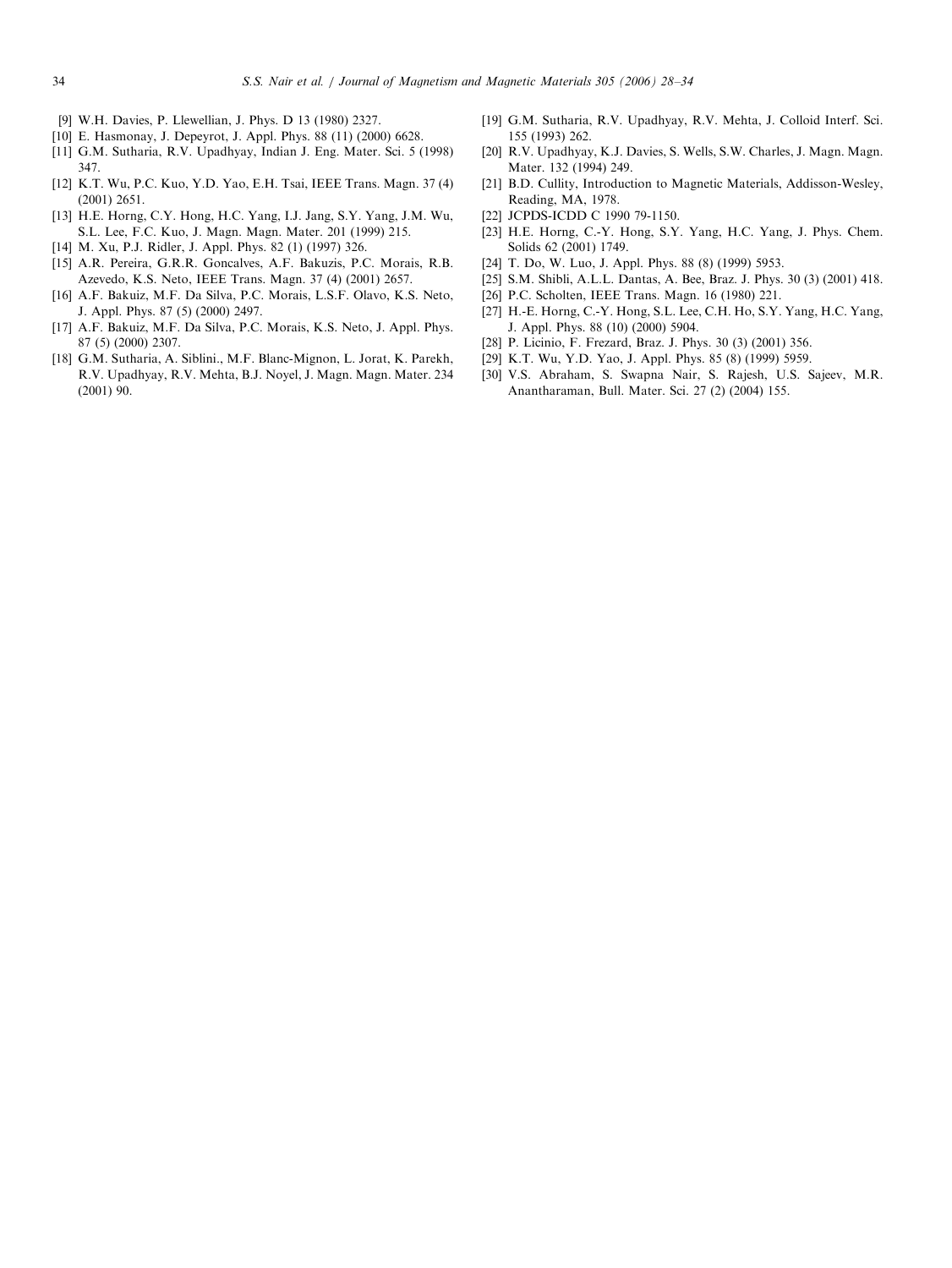[9] W.H. Davies, P. Llewellian, J. Phys. D 13 (1980) 2327.

[10] E. Hasmonay, J. Depeyrot, J. Appl. Phys. 88 (11) (2000) 6628.

[11] G.M. Sutharia, R.V. Upadhyay, Indian J. Eng. Mater. Sci. 5 (1998) 347.

[12] K.T. Wu, P.C. Kuo, Y.D. Yao, E.H. Tsai, IEEE Trans. Magn. 37 (4) (2001) 2651.

[13] H.E. Horng, C.Y. Hong, H.C. Yang, I.J. Jang, S.Y. Yang, J.M. Wu, S.L. Lee, F.C. Kuo, J. Magn. Magn. Mater. 201 (1999) 215.

[14] M. Xu, P.J. Ridler, J. Appl. Phys. 82 (1) (1997) 326.

[15] A.R. Pereira, G.R.R. Goncalves, A.F. Bakuzis, P.C. Morais, R.B. Azevedo, K.S. Neto, IEEE Trans. Magn. 37 (4) (2001) 2657.

[16] A.F. Bakuiz, M.F. Da Silva, P.C. Morais, L.S.F. Olavo, K.S. Neto, J. Appl. Phys. 87 (5) (2000) 2497.

[17] A.F. Bakuiz, M.F. Da Silva, P.C. Morais, K.S. Neto, J. Appl. Phys. 87 (5) (2000) 2307.

[18] G.M. Sutharia, A. Siblini., M.F. Blanc-Mignon, L. Jorat, K. Parekh, R.V. Upadhyay, R.V. Mehta, B.J. Noyel, J. Magn. Magn. Mater. 234 (2001) 90.

[19] G.M. Sutharia, R.V. Upadhyay, R.V. Mehta, J. Colloid Interf. Sci. 155 (1993) 262.

[20] R.V. Upadhyay, K.J. Davies, S. Wells, S.W. Charles, J. Magn. Magn. Mater. 132 (1994) 249.

[21] B.D. Cullity, Introduction to Magnetic Materials, Addisson-Wesley, Reading, MA, 1978.

[22] JCPDS-ICDD C 1990 79-1150.

[23] H.E. Horng, C.-Y. Hong, S.Y. Yang, H.C. Yang, J. Phys. Chem. Solids 62 (2001) 1749.

[24] T. Do, W. Luo, J. Appl. Phys. 88 (8) (1999) 5953.

[25] S.M. Shibli, A.L.L. Dantas, A. Bee, Braz. J. Phys. 30 (3) (2001) 418.

[26] P.C. Scholten, IEEE Trans. Magn. 16 (1980) 221.

[27] H.-E. Horng, C.-Y. Hong, S.L. Lee, C.H. Ho, S.Y. Yang, H.C. Yang, J. Appl. Phys. 88 (10) (2000) 5904.

[28] P. Licinio, F. Frezard, Braz. J. Phys. 30 (3) (2001) 356.

[29] K.T. Wu, Y.D. Yao, J. Appl. Phys. 85 (8) (1999) 5959.

[30] V.S. Abraham, S. Swapna Nair, S. Rajesh, U.S. Sajeev, M.R. Anantharaman, Bull. Mater. Sci. 27 (2) (2004) 155.